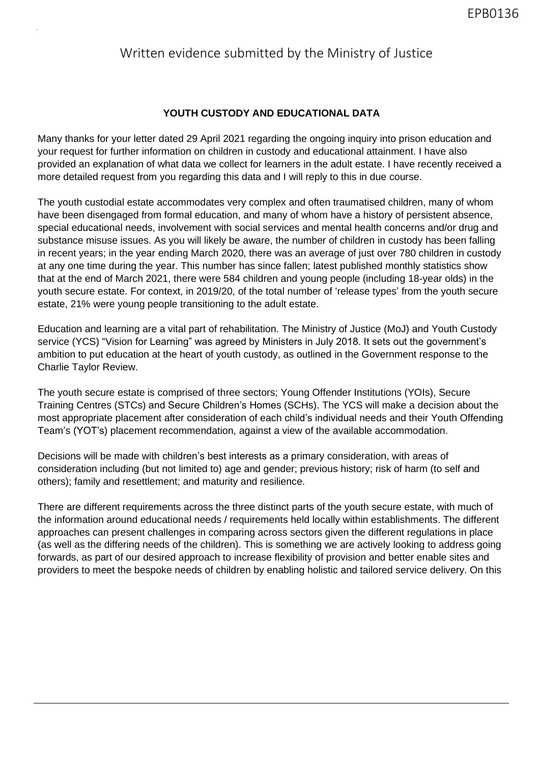# Written evidence submitted by the Ministry of Justice

**YOUTH CUSTODY AND EDUCATIONAL DATA**

Many thanks for your letter dated 29 April 2021 regarding the ongoing inquiry into prison education and your request for further information on children in custody and educational attainment. I have also provided an explanation of what data we collect for learners in the adult estate. I have recently received a more detailed request from you regarding this data and I will reply to this in due course.

The youth custodial estate accommodates very complex and often traumatised children, many of whom have been disengaged from formal education, and many of whom have a history of persistent absence, special educational needs, involvement with social services and mental health concerns and/or drug and substance misuse issues. As you will likely be aware, the number of children in custody has been falling in recent years; in the year ending March 2020, there was an average of just over 780 children in custody at any one time during the year. This number has since fallen; latest published monthly statistics show that at the end of March 2021, there were 584 children and young people (including 18-year olds) in the youth secure estate. For context, in 2019/20, of the total number of 'release types' from the youth secure estate, 21% were young people transitioning to the adult estate.

Education and learning are a vital part of rehabilitation. The Ministry of Justice (MoJ) and Youth Custody service (YCS) "Vision for Learning" was agreed by Ministers in July 2018. It sets out the government's ambition to put education at the heart of youth custody, as outlined in the Government response to the Charlie Taylor Review.

The youth secure estate is comprised of three sectors; Young Offender Institutions (YOIs), Secure Training Centres (STCs) and Secure Children's Homes (SCHs). The YCS will make a decision about the most appropriate placement after consideration of each child's individual needs and their Youth Offending Team's (YOT's) placement recommendation, against a view of the available accommodation.

Decisions will be made with children's best interests as a primary consideration, with areas of consideration including (but not limited to) age and gender; previous history; risk of harm (to self and others); family and resettlement; and maturity and resilience.

There are different requirements across the three distinct parts of the youth secure estate, with much of the information around educational needs / requirements held locally within establishments. The different approaches can present challenges in comparing across sectors given the different regulations in place (as well as the differing needs of the children). This is something we are actively looking to address going forwards, as part of our desired approach to increase flexibility of provision and better enable sites and providers to meet the bespoke needs of children by enabling holistic and tailored service delivery. On this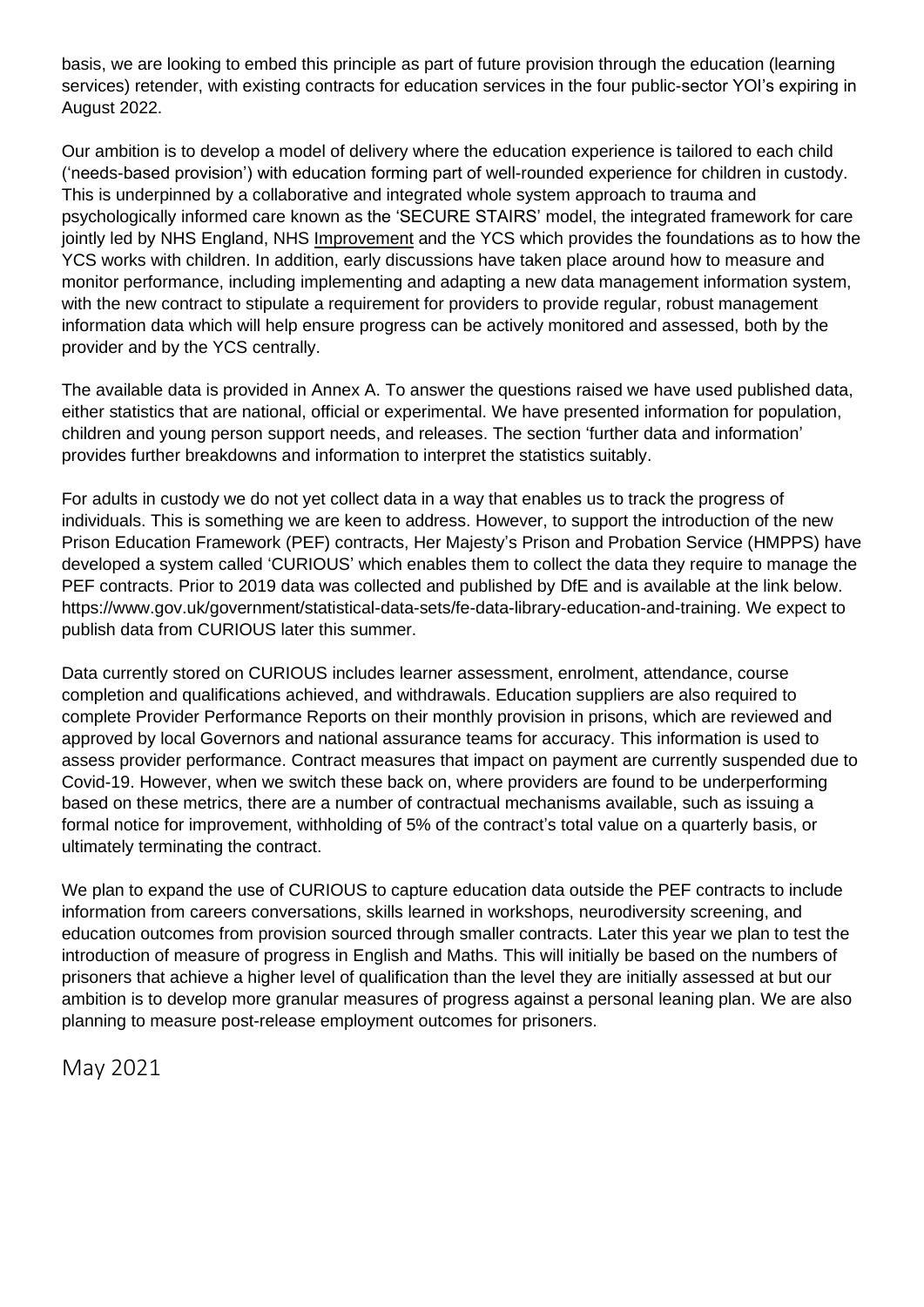basis, we are looking to embed this principle as part of future provision through the education (learning services) retender, with existing contracts for education services in the four public-sector YOI's expiring in August 2022.

Our ambition is to develop a model of delivery where the education experience is tailored to each child ('needs-based provision') with education forming part of well-rounded experience for children in custody. This is underpinned by a collaborative and integrated whole system approach to trauma and psychologically informed care known as the 'SECURE STAIRS' model, the integrated framework for care jointly led by NHS England, NHS Improvement and the YCS which provides the foundations as to how the YCS works with children. In addition, early discussions have taken place around how to measure and monitor performance, including implementing and adapting a new data management information system, with the new contract to stipulate a requirement for providers to provide regular, robust management information data which will help ensure progress can be actively monitored and assessed, both by the provider and by the YCS centrally.

The available data is provided in Annex A. To answer the questions raised we have used published data, either statistics that are national, official or experimental. We have presented information for population, children and young person support needs, and releases. The section 'further data and information' provides further breakdowns and information to interpret the statistics suitably.

For adults in custody we do not yet collect data in a way that enables us to track the progress of individuals. This is something we are keen to address. However, to support the introduction of the new Prison Education Framework (PEF) contracts, Her Majesty's Prison and Probation Service (HMPPS) have developed a system called 'CURIOUS' which enables them to collect the data they require to manage the PEF contracts. Prior to 2019 data was collected and published by DfE and is available at the link below. https://www.gov.uk/government/statistical-data-sets/fe-data-library-education-and-training. We expect to publish data from CURIOUS later this summer.

Data currently stored on CURIOUS includes learner assessment, enrolment, attendance, course completion and qualifications achieved, and withdrawals. Education suppliers are also required to complete Provider Performance Reports on their monthly provision in prisons, which are reviewed and approved by local Governors and national assurance teams for accuracy. This information is used to assess provider performance. Contract measures that impact on payment are currently suspended due to Covid-19. However, when we switch these back on, where providers are found to be underperforming based on these metrics, there are a number of contractual mechanisms available, such as issuing a formal notice for improvement, withholding of 5% of the contract's total value on a quarterly basis, or ultimately terminating the contract.

We plan to expand the use of CURIOUS to capture education data outside the PEF contracts to include information from careers conversations, skills learned in workshops, neurodiversity screening, and education outcomes from provision sourced through smaller contracts. Later this year we plan to test the introduction of measure of progress in English and Maths. This will initially be based on the numbers of prisoners that achieve a higher level of qualification than the level they are initially assessed at but our ambition is to develop more granular measures of progress against a personal leaning plan. We are also planning to measure post-release employment outcomes for prisoners.

May 2021